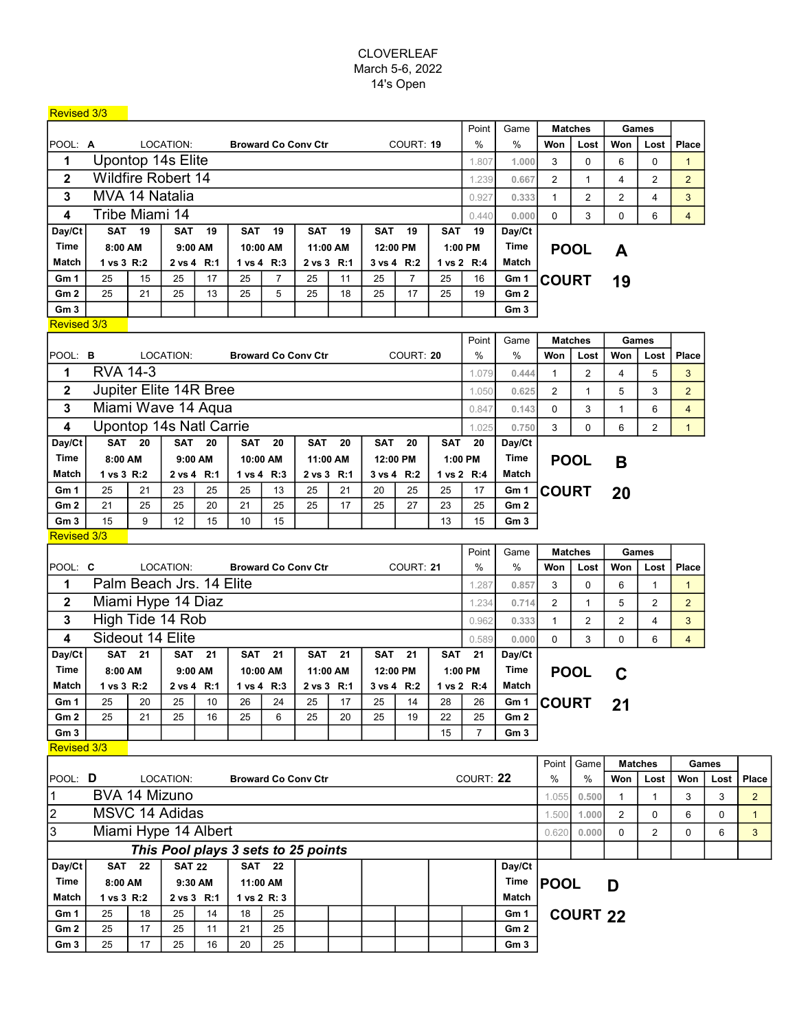CLOVERLEAF
March 5-6, 2022
14's Open

Revised 3/3

| POOL: A | LOCATION: Broward Co Conv Ctr | COURT: 19 | Point % | Game % | Matches Won | Matches Lost | Games Won | Games Lost | Place |
|---|---|---|---|---|---|---|---|---|---|
| 1 | Upontop 14s Elite | | 1.807 | 1.000 | 3 | 0 | 6 | 0 | 1 |
| 2 | Wildfire Robert 14 | | 1.239 | 0.667 | 2 | 1 | 4 | 2 | 2 |
| 3 | MVA 14 Natalia | | 0.927 | 0.333 | 1 | 2 | 2 | 4 | 3 |
| 4 | Tribe Miami 14 | | 0.440 | 0.000 | 0 | 3 | 0 | 6 | 4 |

| Day/Ct | SAT 19 | | SAT 19 | | SAT 19 | | SAT 19 | | SAT 19 | | SAT 19 | | Day/Ct |
|---|---|---|---|---|---|---|---|---|---|---|---|---|---|
| Time | 8:00 AM | | 9:00 AM | | 10:00 AM | | 11:00 AM | | 12:00 PM | | 1:00 PM | | Time |
| Match | 1 vs 3 R:2 | | 2 vs 4 R:1 | | 1 vs 4 R:3 | | 2 vs 3 R:1 | | 3 vs 4 R:2 | | 1 vs 2 R:4 | | Match |
| Gm 1 | 25 | 15 | 25 | 17 | 25 | 7 | 25 | 11 | 25 | 7 | 25 | 16 | Gm 1 |
| Gm 2 | 25 | 21 | 25 | 13 | 25 | 5 | 25 | 18 | 25 | 17 | 25 | 19 | Gm 2 |
| Gm 3 | | | | | | | | | | | | | Gm 3 |

**POOL A**
**COURT 19**

Revised 3/3

| POOL: B | LOCATION: Broward Co Conv Ctr | COURT: 20 | Point % | Game % | Matches Won | Matches Lost | Games Won | Games Lost | Place |
|---|---|---|---|---|---|---|---|---|---|
| 1 | RVA 14-3 | | 1.079 | 0.444 | 1 | 2 | 4 | 5 | 3 |
| 2 | Jupiter Elite 14R Bree | | 1.050 | 0.625 | 2 | 1 | 5 | 3 | 2 |
| 3 | Miami Wave 14 Aqua | | 0.847 | 0.143 | 0 | 3 | 1 | 6 | 4 |
| 4 | Upontop 14s Natl Carrie | | 1.025 | 0.750 | 3 | 0 | 6 | 2 | 1 |

| Day/Ct | SAT 20 | | SAT 20 | | SAT 20 | | SAT 20 | | SAT 20 | | SAT 20 | | Day/Ct |
|---|---|---|---|---|---|---|---|---|---|---|---|---|---|
| Time | 8:00 AM | | 9:00 AM | | 10:00 AM | | 11:00 AM | | 12:00 PM | | 1:00 PM | | Time |
| Match | 1 vs 3 R:2 | | 2 vs 4 R:1 | | 1 vs 4 R:3 | | 2 vs 3 R:1 | | 3 vs 4 R:2 | | 1 vs 2 R:4 | | Match |
| Gm 1 | 25 | 21 | 23 | 25 | 25 | 13 | 25 | 21 | 20 | 25 | 25 | 17 | Gm 1 |
| Gm 2 | 21 | 25 | 25 | 20 | 21 | 25 | 25 | 17 | 25 | 27 | 23 | 25 | Gm 2 |
| Gm 3 | 15 | 9 | 12 | 15 | 10 | 15 | | | | | 13 | 15 | Gm 3 |

**POOL B**
**COURT 20**

Revised 3/3

| POOL: C | LOCATION: Broward Co Conv Ctr | COURT: 21 | Point % | Game % | Matches Won | Matches Lost | Games Won | Games Lost | Place |
|---|---|---|---|---|---|---|---|---|---|
| 1 | Palm Beach Jrs. 14 Elite | | 1.287 | 0.857 | 3 | 0 | 6 | 1 | 1 |
| 2 | Miami Hype 14 Diaz | | 1.234 | 0.714 | 2 | 1 | 5 | 2 | 2 |
| 3 | High Tide 14 Rob | | 0.962 | 0.333 | 1 | 2 | 2 | 4 | 3 |
| 4 | Sideout 14 Elite | | 0.589 | 0.000 | 0 | 3 | 0 | 6 | 4 |

| Day/Ct | SAT 21 | | SAT 21 | | SAT 21 | | SAT 21 | | SAT 21 | | SAT 21 | | Day/Ct |
|---|---|---|---|---|---|---|---|---|---|---|---|---|---|
| Time | 8:00 AM | | 9:00 AM | | 10:00 AM | | 11:00 AM | | 12:00 PM | | 1:00 PM | | Time |
| Match | 1 vs 3 R:2 | | 2 vs 4 R:1 | | 1 vs 4 R:3 | | 2 vs 3 R:1 | | 3 vs 4 R:2 | | 1 vs 2 R:4 | | Match |
| Gm 1 | 25 | 20 | 25 | 10 | 26 | 24 | 25 | 17 | 25 | 14 | 28 | 26 | Gm 1 |
| Gm 2 | 25 | 21 | 25 | 16 | 25 | 6 | 25 | 20 | 25 | 19 | 22 | 25 | Gm 2 |
| Gm 3 | | | | | | | | | | | 15 | 7 | Gm 3 |

**POOL C**
**COURT 21**

Revised 3/3

| POOL: D | LOCATION: Broward Co Conv Ctr | COURT: 22 | Point % | Game % | Matches Won | Matches Lost | Games Won | Games Lost | Place |
|---|---|---|---|---|---|---|---|---|---|
| 1 | BVA 14 Mizuno | | 1.055 | 0.500 | 1 | 1 | 3 | 3 | 2 |
| 2 | MSVC 14 Adidas | | 1.500 | 1.000 | 2 | 0 | 6 | 0 | 1 |
| 3 | Miami Hype 14 Albert | | 0.620 | 0.000 | 0 | 2 | 0 | 6 | 3 |

***This Pool plays 3 sets to 25 points***

| Day/Ct | SAT 22 | | SAT 22 | | SAT 22 | | | | | | | | Day/Ct |
|---|---|---|---|---|---|---|---|---|---|---|---|---|---|
| Time | 8:00 AM | | 9:30 AM | | 11:00 AM | | | | | | | | Time |
| Match | 1 vs 3 R:2 | | 2 vs 3 R:1 | | 1 vs 2 R: 3 | | | | | | | | Match |
| Gm 1 | 25 | 18 | 25 | 14 | 18 | 25 | | | | | | | Gm 1 |
| Gm 2 | 25 | 17 | 25 | 11 | 21 | 25 | | | | | | | Gm 2 |
| Gm 3 | 25 | 17 | 25 | 16 | 20 | 25 | | | | | | | Gm 3 |

**POOL D**
**COURT 22**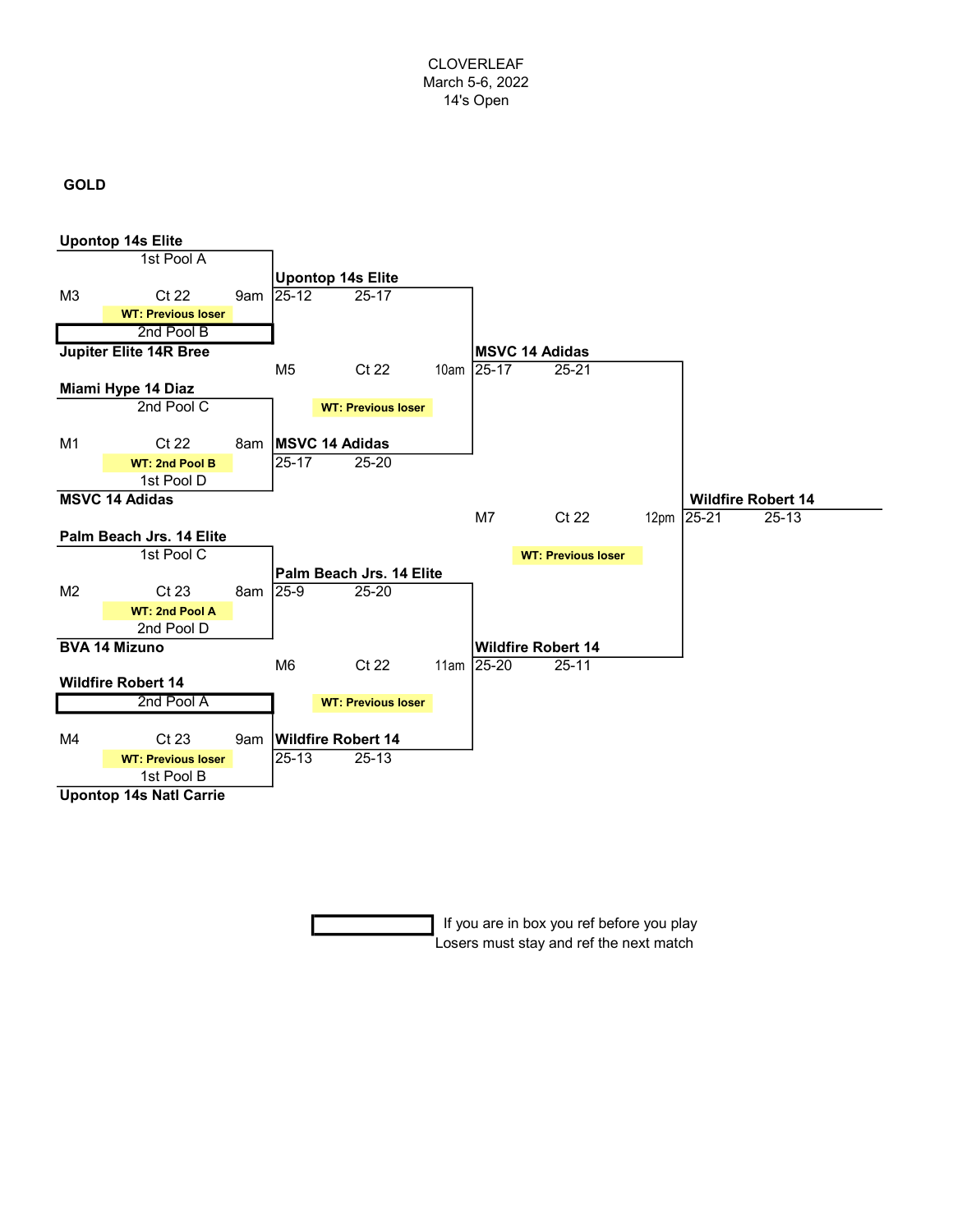CLOVERLEAF
March 5-6, 2022
14's Open

**GOLD**

**M3** — Ct 22 — 9am — WT: Previous loser

- **Upontop 14s Elite** (1st Pool A)
- **Jupiter Elite 14R Bree** (2nd Pool B)

Winner: **Upontop 14s Elite** 25-12 25-17

**M1** — Ct 22 — 8am — WT: 2nd Pool B

- **Miami Hype 14 Diaz** (2nd Pool C)
- **MSVC 14 Adidas** (1st Pool D)

Winner: **MSVC 14 Adidas** 25-17 25-20

**M2** — Ct 23 — 8am — WT: 2nd Pool A

- **Palm Beach Jrs. 14 Elite** (1st Pool C)
- **BVA 14 Mizuno** (2nd Pool D)

Winner: **Palm Beach Jrs. 14 Elite** 25-9 25-20

**M4** — Ct 23 — 9am — WT: Previous loser

- **Wildfire Robert 14** (2nd Pool A)
- **Upontop 14s Natl Carrie** (1st Pool B)

Winner: **Wildfire Robert 14** 25-13 25-13

**M5** — Ct 22 — 10am — WT: Previous loser

- **Upontop 14s Elite**
- **MSVC 14 Adidas**

Winner: **MSVC 14 Adidas** 25-17 25-21

**M6** — Ct 22 — 11am — WT: Previous loser

- **Palm Beach Jrs. 14 Elite**
- **Wildfire Robert 14**

Winner: **Wildfire Robert 14** 25-20 25-11

**M7** — Ct 22 — 12pm — WT: Previous loser

- **MSVC 14 Adidas**
- **Wildfire Robert 14**

Winner: **Wildfire Robert 14** 25-21 25-13

[ Box ] If you are in box you ref before you play
Losers must stay and ref the next match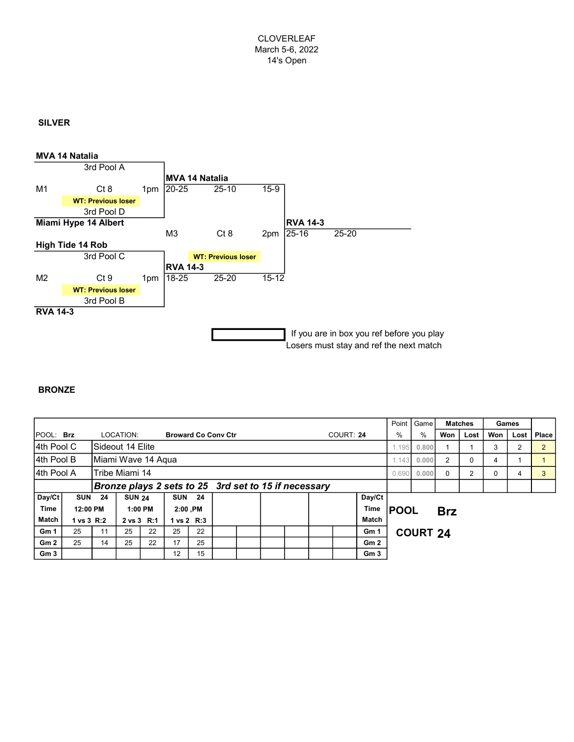CLOVERLEAF
March 5-6, 2022
14's Open

## SILVER

**MVA 14 Natalia**
3rd Pool A

M1 Ct 8 1pm
WT: Previous loser

3rd Pool D
**Miami Hype 14 Albert**

**MVA 14 Natalia**
20-25 25-10 15-9

M3 Ct 8 2pm
WT: Previous loser

**RVA 14-3**
25-16 25-20

**High Tide 14 Rob**
3rd Pool C

M2 Ct 9 1pm
WT: Previous loser

3rd Pool B
**RVA 14-3**

**RVA 14-3**
18-25 25-20 15-12

If you are in box you ref before you play
Losers must stay and ref the next match

## BRONZE

| POOL: **Brz** | LOCATION: **Broward Co Conv Ctr** COURT: **24** | Point % | Game % | Matches Won | Matches Lost | Games Won | Games Lost | Place |
|---|---|---|---|---|---|---|---|---|
| 4th Pool C | Sideout 14 Elite | 1.195 | 0.800 | 1 | 1 | 3 | 2 | 2 |
| 4th Pool B | Miami Wave 14 Aqua | 1.143 | 0.000 | 2 | 0 | 4 | 1 | 1 |
| 4th Pool A | Tribe Miami 14 | 0.690 | 0.000 | 0 | 2 | 0 | 4 | 3 |
| | ***Bronze plays 2 sets to 25 3rd set to 15 if necessary*** | | | | | | | |

| Day/Ct | SUN 24 | | SUN 24 | | SUN 24 | | | | | | | | Day/Ct |
|---|---|---|---|---|---|---|---|---|---|---|---|---|---|
| Time | 12:00 PM | | 1:00 PM | | 2:00 ,PM | | | | | | | | Time |
| Match | 1 vs 3 R:2 | | 2 vs 3 R:1 | | 1 vs 2 R:3 | | | | | | | | Match |
| Gm 1 | 25 | 11 | 25 | 22 | 25 | 22 | | | | | | | Gm 1 |
| Gm 2 | 25 | 14 | 25 | 22 | 17 | 25 | | | | | | | Gm 2 |
| Gm 3 | | | | | 12 | 15 | | | | | | | Gm 3 |

**POOL Brz**

**COURT 24**